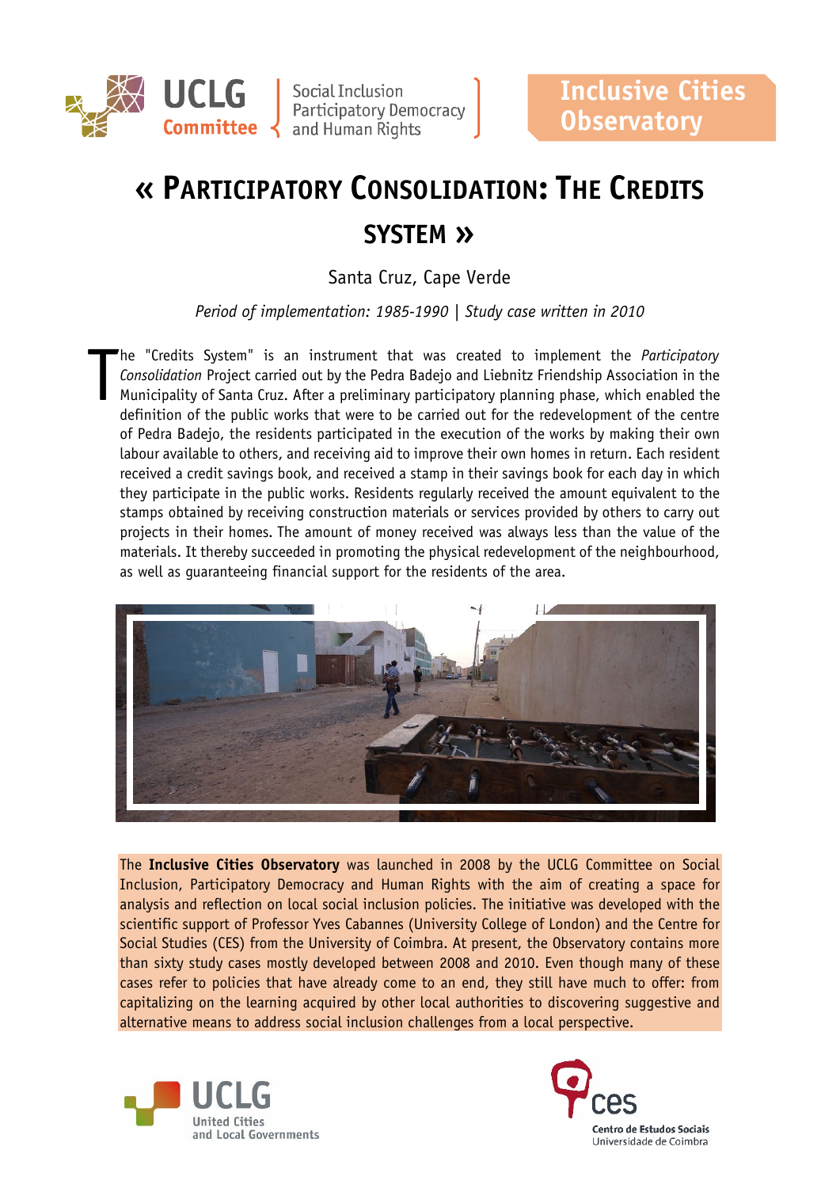UCLG Committee | Social Inclusion, Participatory Democracy and Human Rights

Inclusive Cities Observatory

# « PARTICIPATORY CONSOLIDATION: THE CREDITS SYSTEM »

Santa Cruz, Cape Verde

*Period of implementation: 1985-1990 | Study case written in 2010*

The "Credits System" is an instrument that was created to implement the *Participatory Consolidation* Project carried out by the Pedra Badejo and Liebnitz Friendship Association in the Municipality of Santa Cruz. After a preliminary participatory planning phase, which enabled the definition of the public works that were to be carried out for the redevelopment of the centre of Pedra Badejo, the residents participated in the execution of the works by making their own labour available to others, and receiving aid to improve their own homes in return. Each resident received a credit savings book, and received a stamp in their savings book for each day in which they participate in the public works. Residents regularly received the amount equivalent to the stamps obtained by receiving construction materials or services provided by others to carry out projects in their homes. The amount of money received was always less than the value of the materials. It thereby succeeded in promoting the physical redevelopment of the neighbourhood, as well as guaranteeing financial support for the residents of the area.

The **Inclusive Cities Observatory** was launched in 2008 by the UCLG Committee on Social Inclusion, Participatory Democracy and Human Rights with the aim of creating a space for analysis and reflection on local social inclusion policies. The initiative was developed with the scientific support of Professor Yves Cabannes (University College of London) and the Centre for Social Studies (CES) from the University of Coimbra. At present, the Observatory contains more than sixty study cases mostly developed between 2008 and 2010. Even though many of these cases refer to policies that have already come to an end, they still have much to offer: from capitalizing on the learning acquired by other local authorities to discovering suggestive and alternative means to address social inclusion challenges from a local perspective.

UCLG United Cities and Local Governments

ces Centro de Estudos Sociais Universidade de Coimbra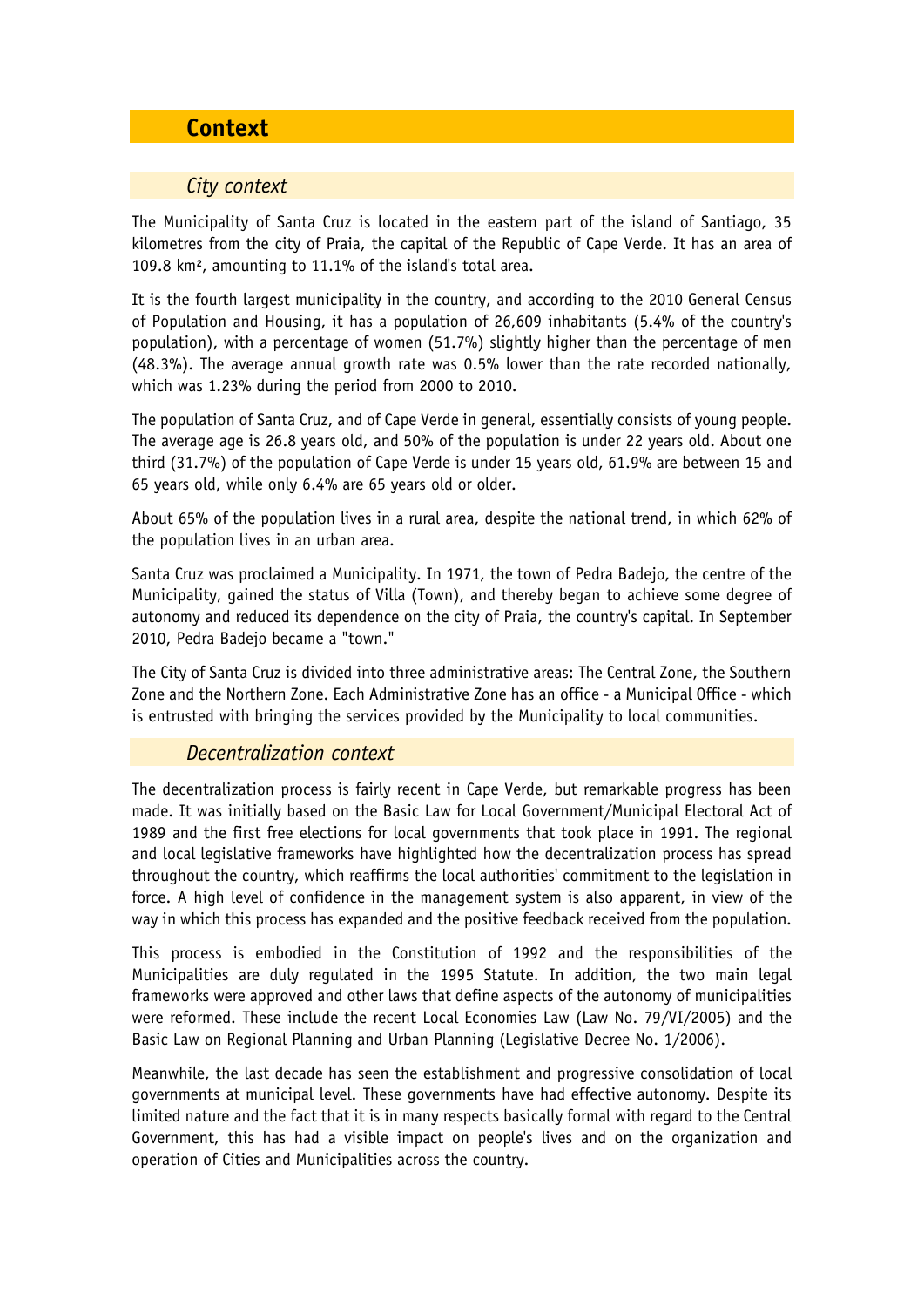# Context

## City context

The Municipality of Santa Cruz is located in the eastern part of the island of Santiago, 35 kilometres from the city of Praia, the capital of the Republic of Cape Verde. It has an area of 109.8 km², amounting to 11.1% of the island's total area.

It is the fourth largest municipality in the country, and according to the 2010 General Census of Population and Housing, it has a population of 26,609 inhabitants (5.4% of the country's population), with a percentage of women (51.7%) slightly higher than the percentage of men (48.3%). The average annual growth rate was 0.5% lower than the rate recorded nationally, which was 1.23% during the period from 2000 to 2010.

The population of Santa Cruz, and of Cape Verde in general, essentially consists of young people. The average age is 26.8 years old, and 50% of the population is under 22 years old. About one third (31.7%) of the population of Cape Verde is under 15 years old, 61.9% are between 15 and 65 years old, while only 6.4% are 65 years old or older.

About 65% of the population lives in a rural area, despite the national trend, in which 62% of the population lives in an urban area.

Santa Cruz was proclaimed a Municipality. In 1971, the town of Pedra Badejo, the centre of the Municipality, gained the status of Villa (Town), and thereby began to achieve some degree of autonomy and reduced its dependence on the city of Praia, the country's capital. In September 2010, Pedra Badejo became a "town."

The City of Santa Cruz is divided into three administrative areas: The Central Zone, the Southern Zone and the Northern Zone. Each Administrative Zone has an office - a Municipal Office - which is entrusted with bringing the services provided by the Municipality to local communities.

## Decentralization context

The decentralization process is fairly recent in Cape Verde, but remarkable progress has been made. It was initially based on the Basic Law for Local Government/Municipal Electoral Act of 1989 and the first free elections for local governments that took place in 1991. The regional and local legislative frameworks have highlighted how the decentralization process has spread throughout the country, which reaffirms the local authorities' commitment to the legislation in force. A high level of confidence in the management system is also apparent, in view of the way in which this process has expanded and the positive feedback received from the population.

This process is embodied in the Constitution of 1992 and the responsibilities of the Municipalities are duly regulated in the 1995 Statute. In addition, the two main legal frameworks were approved and other laws that define aspects of the autonomy of municipalities were reformed. These include the recent Local Economies Law (Law No. 79/VI/2005) and the Basic Law on Regional Planning and Urban Planning (Legislative Decree No. 1/2006).

Meanwhile, the last decade has seen the establishment and progressive consolidation of local governments at municipal level. These governments have had effective autonomy. Despite its limited nature and the fact that it is in many respects basically formal with regard to the Central Government, this has had a visible impact on people's lives and on the organization and operation of Cities and Municipalities across the country.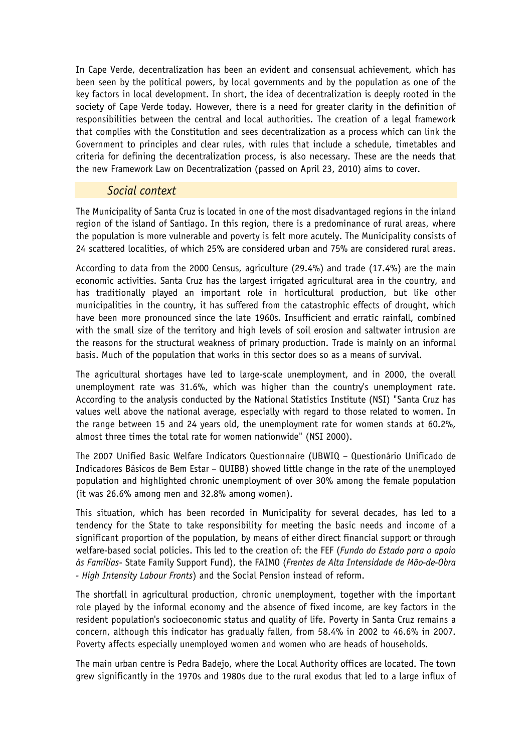In Cape Verde, decentralization has been an evident and consensual achievement, which has been seen by the political powers, by local governments and by the population as one of the key factors in local development. In short, the idea of decentralization is deeply rooted in the society of Cape Verde today. However, there is a need for greater clarity in the definition of responsibilities between the central and local authorities. The creation of a legal framework that complies with the Constitution and sees decentralization as a process which can link the Government to principles and clear rules, with rules that include a schedule, timetables and criteria for defining the decentralization process, is also necessary. These are the needs that the new Framework Law on Decentralization (passed on April 23, 2010) aims to cover.

## *Social context*

The Municipality of Santa Cruz is located in one of the most disadvantaged regions in the inland region of the island of Santiago. In this region, there is a predominance of rural areas, where the population is more vulnerable and poverty is felt more acutely. The Municipality consists of 24 scattered localities, of which 25% are considered urban and 75% are considered rural areas.

According to data from the 2000 Census, agriculture (29.4%) and trade (17.4%) are the main economic activities. Santa Cruz has the largest irrigated agricultural area in the country, and has traditionally played an important role in horticultural production, but like other municipalities in the country, it has suffered from the catastrophic effects of drought, which have been more pronounced since the late 1960s. Insufficient and erratic rainfall, combined with the small size of the territory and high levels of soil erosion and saltwater intrusion are the reasons for the structural weakness of primary production. Trade is mainly on an informal basis. Much of the population that works in this sector does so as a means of survival.

The agricultural shortages have led to large-scale unemployment, and in 2000, the overall unemployment rate was 31.6%, which was higher than the country's unemployment rate. According to the analysis conducted by the National Statistics Institute (NSI) "Santa Cruz has values well above the national average, especially with regard to those related to women. In the range between 15 and 24 years old, the unemployment rate for women stands at 60.2%, almost three times the total rate for women nationwide" (NSI 2000).

The 2007 Unified Basic Welfare Indicators Questionnaire (UBWIQ – Questionário Unificado de Indicadores Básicos de Bem Estar – QUIBB) showed little change in the rate of the unemployed population and highlighted chronic unemployment of over 30% among the female population (it was 26.6% among men and 32.8% among women).

This situation, which has been recorded in Municipality for several decades, has led to a tendency for the State to take responsibility for meeting the basic needs and income of a significant proportion of the population, by means of either direct financial support or through welfare-based social policies. This led to the creation of: the FEF (*Fundo do Estado para o apoio às Famílias*- State Family Support Fund), the FAIMO (*Frentes de Alta Intensidade de Mão-de-Obra - High Intensity Labour Fronts*) and the Social Pension instead of reform.

The shortfall in agricultural production, chronic unemployment, together with the important role played by the informal economy and the absence of fixed income, are key factors in the resident population's socioeconomic status and quality of life. Poverty in Santa Cruz remains a concern, although this indicator has gradually fallen, from 58.4% in 2002 to 46.6% in 2007. Poverty affects especially unemployed women and women who are heads of households.

The main urban centre is Pedra Badejo, where the Local Authority offices are located. The town grew significantly in the 1970s and 1980s due to the rural exodus that led to a large influx of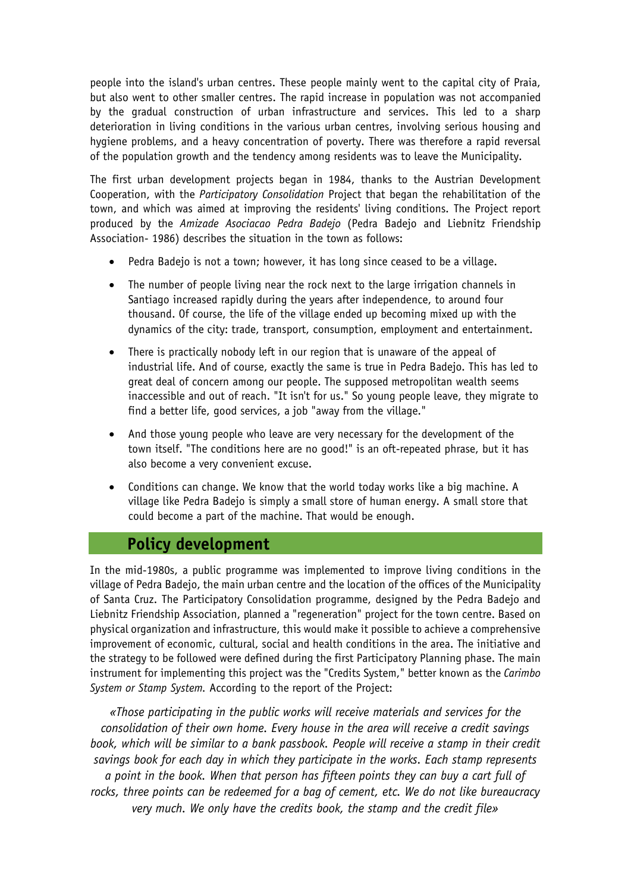people into the island's urban centres. These people mainly went to the capital city of Praia, but also went to other smaller centres. The rapid increase in population was not accompanied by the gradual construction of urban infrastructure and services. This led to a sharp deterioration in living conditions in the various urban centres, involving serious housing and hygiene problems, and a heavy concentration of poverty. There was therefore a rapid reversal of the population growth and the tendency among residents was to leave the Municipality.

The first urban development projects began in 1984, thanks to the Austrian Development Cooperation, with the *Participatory Consolidation* Project that began the rehabilitation of the town, and which was aimed at improving the residents' living conditions. The Project report produced by the *Amizade Asociacao Pedra Badejo* (Pedra Badejo and Liebnitz Friendship Association- 1986) describes the situation in the town as follows:

- Pedra Badejo is not a town; however, it has long since ceased to be a village.
- The number of people living near the rock next to the large irrigation channels in Santiago increased rapidly during the years after independence, to around four thousand. Of course, the life of the village ended up becoming mixed up with the dynamics of the city: trade, transport, consumption, employment and entertainment.
- There is practically nobody left in our region that is unaware of the appeal of industrial life. And of course, exactly the same is true in Pedra Badejo. This has led to great deal of concern among our people. The supposed metropolitan wealth seems inaccessible and out of reach. "It isn't for us." So young people leave, they migrate to find a better life, good services, a job "away from the village."
- And those young people who leave are very necessary for the development of the town itself. "The conditions here are no good!" is an oft-repeated phrase, but it has also become a very convenient excuse.
- Conditions can change. We know that the world today works like a big machine. A village like Pedra Badejo is simply a small store of human energy. A small store that could become a part of the machine. That would be enough.

## Policy development

In the mid-1980s, a public programme was implemented to improve living conditions in the village of Pedra Badejo, the main urban centre and the location of the offices of the Municipality of Santa Cruz. The Participatory Consolidation programme, designed by the Pedra Badejo and Liebnitz Friendship Association, planned a "regeneration" project for the town centre. Based on physical organization and infrastructure, this would make it possible to achieve a comprehensive improvement of economic, cultural, social and health conditions in the area. The initiative and the strategy to be followed were defined during the first Participatory Planning phase. The main instrument for implementing this project was the "Credits System," better known as the *Carimbo System or Stamp System.* According to the report of the Project:

*«Those participating in the public works will receive materials and services for the consolidation of their own home. Every house in the area will receive a credit savings book, which will be similar to a bank passbook. People will receive a stamp in their credit savings book for each day in which they participate in the works. Each stamp represents a point in the book. When that person has fifteen points they can buy a cart full of rocks, three points can be redeemed for a bag of cement, etc. We do not like bureaucracy very much. We only have the credits book, the stamp and the credit file»*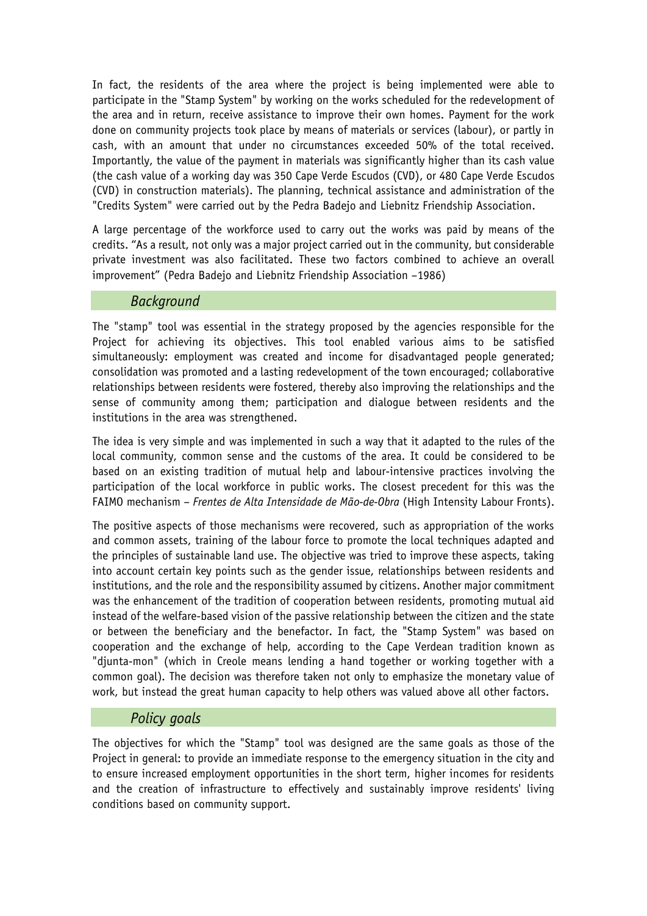In fact, the residents of the area where the project is being implemented were able to participate in the "Stamp System" by working on the works scheduled for the redevelopment of the area and in return, receive assistance to improve their own homes. Payment for the work done on community projects took place by means of materials or services (labour), or partly in cash, with an amount that under no circumstances exceeded 50% of the total received. Importantly, the value of the payment in materials was significantly higher than its cash value (the cash value of a working day was 350 Cape Verde Escudos (CVD), or 480 Cape Verde Escudos (CVD) in construction materials). The planning, technical assistance and administration of the "Credits System" were carried out by the Pedra Badejo and Liebnitz Friendship Association.

A large percentage of the workforce used to carry out the works was paid by means of the credits. "As a result, not only was a major project carried out in the community, but considerable private investment was also facilitated. These two factors combined to achieve an overall improvement" (Pedra Badejo and Liebnitz Friendship Association –1986)

## *Background*

The "stamp" tool was essential in the strategy proposed by the agencies responsible for the Project for achieving its objectives. This tool enabled various aims to be satisfied simultaneously: employment was created and income for disadvantaged people generated; consolidation was promoted and a lasting redevelopment of the town encouraged; collaborative relationships between residents were fostered, thereby also improving the relationships and the sense of community among them; participation and dialogue between residents and the institutions in the area was strengthened.

The idea is very simple and was implemented in such a way that it adapted to the rules of the local community, common sense and the customs of the area. It could be considered to be based on an existing tradition of mutual help and labour-intensive practices involving the participation of the local workforce in public works. The closest precedent for this was the FAIMO mechanism – *Frentes de Alta Intensidade de Mão-de-Obra* (High Intensity Labour Fronts).

The positive aspects of those mechanisms were recovered, such as appropriation of the works and common assets, training of the labour force to promote the local techniques adapted and the principles of sustainable land use. The objective was tried to improve these aspects, taking into account certain key points such as the gender issue, relationships between residents and institutions, and the role and the responsibility assumed by citizens. Another major commitment was the enhancement of the tradition of cooperation between residents, promoting mutual aid instead of the welfare-based vision of the passive relationship between the citizen and the state or between the beneficiary and the benefactor. In fact, the "Stamp System" was based on cooperation and the exchange of help, according to the Cape Verdean tradition known as "djunta-mon" (which in Creole means lending a hand together or working together with a common goal). The decision was therefore taken not only to emphasize the monetary value of work, but instead the great human capacity to help others was valued above all other factors.

## *Policy goals*

The objectives for which the "Stamp" tool was designed are the same goals as those of the Project in general: to provide an immediate response to the emergency situation in the city and to ensure increased employment opportunities in the short term, higher incomes for residents and the creation of infrastructure to effectively and sustainably improve residents' living conditions based on community support.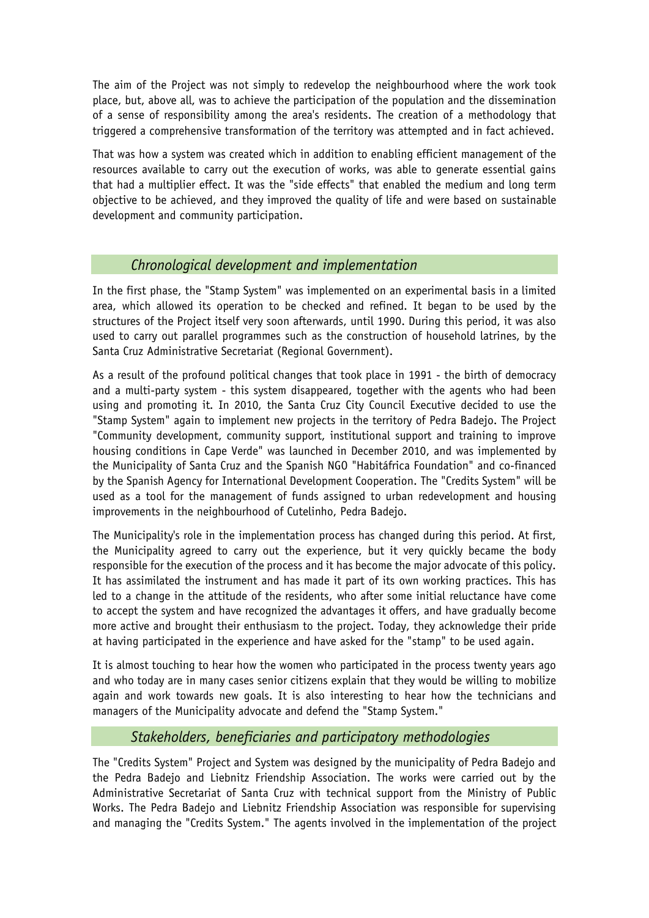The aim of the Project was not simply to redevelop the neighbourhood where the work took place, but, above all, was to achieve the participation of the population and the dissemination of a sense of responsibility among the area's residents. The creation of a methodology that triggered a comprehensive transformation of the territory was attempted and in fact achieved.

That was how a system was created which in addition to enabling efficient management of the resources available to carry out the execution of works, was able to generate essential gains that had a multiplier effect. It was the "side effects" that enabled the medium and long term objective to be achieved, and they improved the quality of life and were based on sustainable development and community participation.

## *Chronological development and implementation*

In the first phase, the "Stamp System" was implemented on an experimental basis in a limited area, which allowed its operation to be checked and refined. It began to be used by the structures of the Project itself very soon afterwards, until 1990. During this period, it was also used to carry out parallel programmes such as the construction of household latrines, by the Santa Cruz Administrative Secretariat (Regional Government).

As a result of the profound political changes that took place in 1991 - the birth of democracy and a multi-party system - this system disappeared, together with the agents who had been using and promoting it. In 2010, the Santa Cruz City Council Executive decided to use the "Stamp System" again to implement new projects in the territory of Pedra Badejo. The Project "Community development, community support, institutional support and training to improve housing conditions in Cape Verde" was launched in December 2010, and was implemented by the Municipality of Santa Cruz and the Spanish NGO "Habitáfrica Foundation" and co-financed by the Spanish Agency for International Development Cooperation. The "Credits System" will be used as a tool for the management of funds assigned to urban redevelopment and housing improvements in the neighbourhood of Cutelinho, Pedra Badejo.

The Municipality's role in the implementation process has changed during this period. At first, the Municipality agreed to carry out the experience, but it very quickly became the body responsible for the execution of the process and it has become the major advocate of this policy. It has assimilated the instrument and has made it part of its own working practices. This has led to a change in the attitude of the residents, who after some initial reluctance have come to accept the system and have recognized the advantages it offers, and have gradually become more active and brought their enthusiasm to the project. Today, they acknowledge their pride at having participated in the experience and have asked for the "stamp" to be used again.

It is almost touching to hear how the women who participated in the process twenty years ago and who today are in many cases senior citizens explain that they would be willing to mobilize again and work towards new goals. It is also interesting to hear how the technicians and managers of the Municipality advocate and defend the "Stamp System."

## *Stakeholders, beneficiaries and participatory methodologies*

The "Credits System" Project and System was designed by the municipality of Pedra Badejo and the Pedra Badejo and Liebnitz Friendship Association. The works were carried out by the Administrative Secretariat of Santa Cruz with technical support from the Ministry of Public Works. The Pedra Badejo and Liebnitz Friendship Association was responsible for supervising and managing the "Credits System." The agents involved in the implementation of the project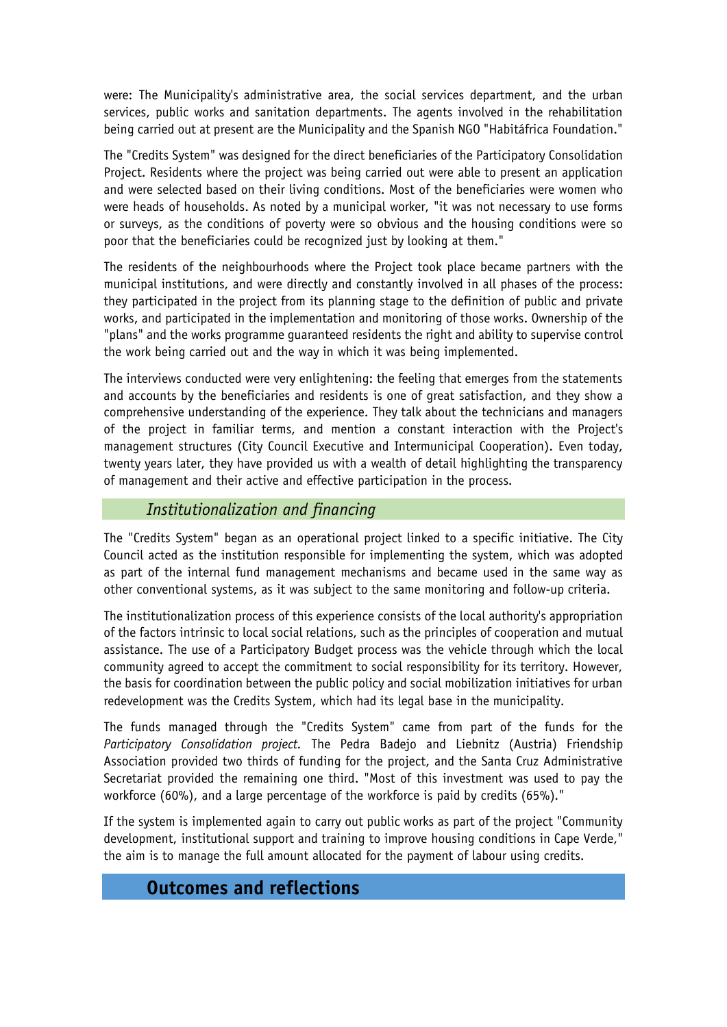were: The Municipality's administrative area, the social services department, and the urban services, public works and sanitation departments. The agents involved in the rehabilitation being carried out at present are the Municipality and the Spanish NGO "Habitáfrica Foundation."

The "Credits System" was designed for the direct beneficiaries of the Participatory Consolidation Project. Residents where the project was being carried out were able to present an application and were selected based on their living conditions. Most of the beneficiaries were women who were heads of households. As noted by a municipal worker, "it was not necessary to use forms or surveys, as the conditions of poverty were so obvious and the housing conditions were so poor that the beneficiaries could be recognized just by looking at them."

The residents of the neighbourhoods where the Project took place became partners with the municipal institutions, and were directly and constantly involved in all phases of the process: they participated in the project from its planning stage to the definition of public and private works, and participated in the implementation and monitoring of those works. Ownership of the "plans" and the works programme guaranteed residents the right and ability to supervise control the work being carried out and the way in which it was being implemented.

The interviews conducted were very enlightening: the feeling that emerges from the statements and accounts by the beneficiaries and residents is one of great satisfaction, and they show a comprehensive understanding of the experience. They talk about the technicians and managers of the project in familiar terms, and mention a constant interaction with the Project's management structures (City Council Executive and Intermunicipal Cooperation). Even today, twenty years later, they have provided us with a wealth of detail highlighting the transparency of management and their active and effective participation in the process.

### *Institutionalization and financing*

The "Credits System" began as an operational project linked to a specific initiative. The City Council acted as the institution responsible for implementing the system, which was adopted as part of the internal fund management mechanisms and became used in the same way as other conventional systems, as it was subject to the same monitoring and follow-up criteria.

The institutionalization process of this experience consists of the local authority's appropriation of the factors intrinsic to local social relations, such as the principles of cooperation and mutual assistance. The use of a Participatory Budget process was the vehicle through which the local community agreed to accept the commitment to social responsibility for its territory. However, the basis for coordination between the public policy and social mobilization initiatives for urban redevelopment was the Credits System, which had its legal base in the municipality.

The funds managed through the "Credits System" came from part of the funds for the *Participatory Consolidation project*. The Pedra Badejo and Liebnitz (Austria) Friendship Association provided two thirds of funding for the project, and the Santa Cruz Administrative Secretariat provided the remaining one third. "Most of this investment was used to pay the workforce (60%), and a large percentage of the workforce is paid by credits (65%)."

If the system is implemented again to carry out public works as part of the project "Community development, institutional support and training to improve housing conditions in Cape Verde," the aim is to manage the full amount allocated for the payment of labour using credits.

## Outcomes and reflections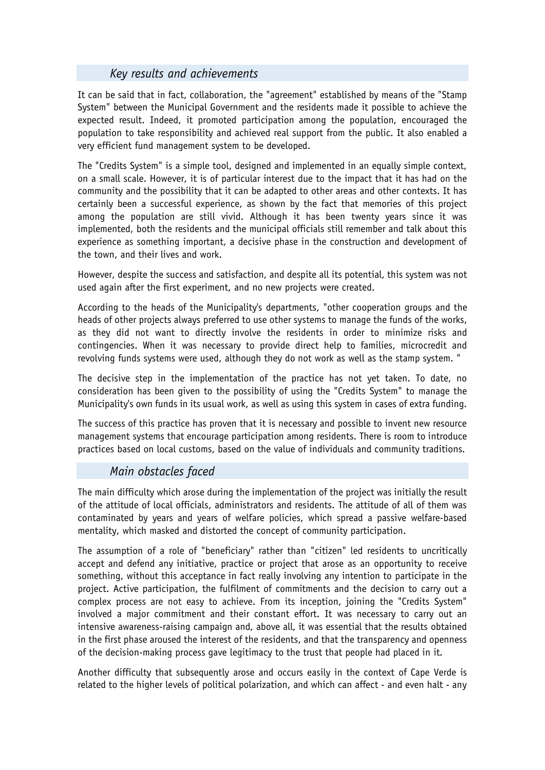### *Key results and achievements*

It can be said that in fact, collaboration, the "agreement" established by means of the "Stamp System" between the Municipal Government and the residents made it possible to achieve the expected result. Indeed, it promoted participation among the population, encouraged the population to take responsibility and achieved real support from the public. It also enabled a very efficient fund management system to be developed.

The "Credits System" is a simple tool, designed and implemented in an equally simple context, on a small scale. However, it is of particular interest due to the impact that it has had on the community and the possibility that it can be adapted to other areas and other contexts. It has certainly been a successful experience, as shown by the fact that memories of this project among the population are still vivid. Although it has been twenty years since it was implemented, both the residents and the municipal officials still remember and talk about this experience as something important, a decisive phase in the construction and development of the town, and their lives and work.

However, despite the success and satisfaction, and despite all its potential, this system was not used again after the first experiment, and no new projects were created.

According to the heads of the Municipality's departments, "other cooperation groups and the heads of other projects always preferred to use other systems to manage the funds of the works, as they did not want to directly involve the residents in order to minimize risks and contingencies. When it was necessary to provide direct help to families, microcredit and revolving funds systems were used, although they do not work as well as the stamp system. "

The decisive step in the implementation of the practice has not yet taken. To date, no consideration has been given to the possibility of using the "Credits System" to manage the Municipality's own funds in its usual work, as well as using this system in cases of extra funding.

The success of this practice has proven that it is necessary and possible to invent new resource management systems that encourage participation among residents. There is room to introduce practices based on local customs, based on the value of individuals and community traditions.

### *Main obstacles faced*

The main difficulty which arose during the implementation of the project was initially the result of the attitude of local officials, administrators and residents. The attitude of all of them was contaminated by years and years of welfare policies, which spread a passive welfare-based mentality, which masked and distorted the concept of community participation.

The assumption of a role of "beneficiary" rather than "citizen" led residents to uncritically accept and defend any initiative, practice or project that arose as an opportunity to receive something, without this acceptance in fact really involving any intention to participate in the project. Active participation, the fulfilment of commitments and the decision to carry out a complex process are not easy to achieve. From its inception, joining the "Credits System" involved a major commitment and their constant effort. It was necessary to carry out an intensive awareness-raising campaign and, above all, it was essential that the results obtained in the first phase aroused the interest of the residents, and that the transparency and openness of the decision-making process gave legitimacy to the trust that people had placed in it.

Another difficulty that subsequently arose and occurs easily in the context of Cape Verde is related to the higher levels of political polarization, and which can affect - and even halt - any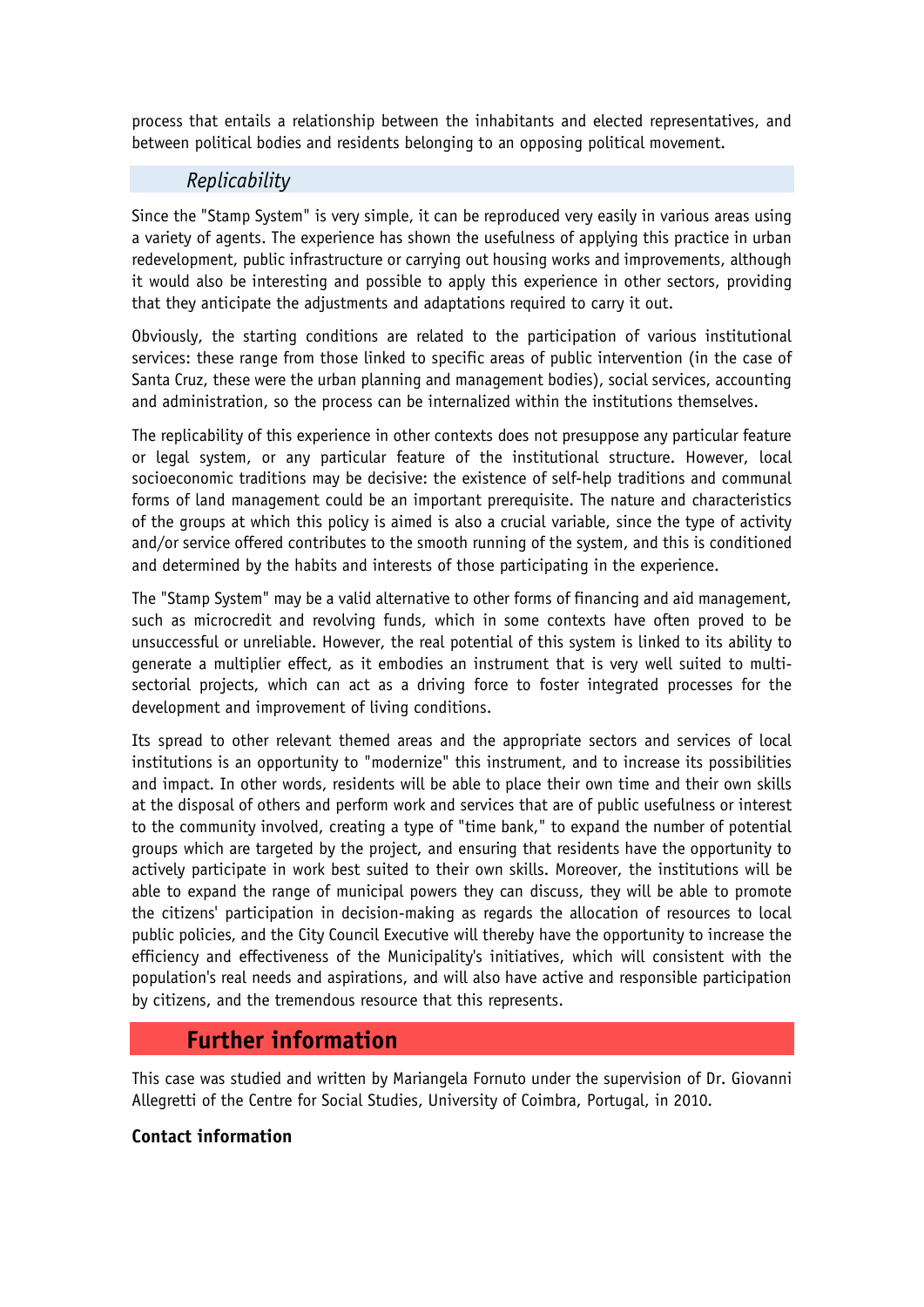process that entails a relationship between the inhabitants and elected representatives, and between political bodies and residents belonging to an opposing political movement.

### *Replicability*

Since the "Stamp System" is very simple, it can be reproduced very easily in various areas using a variety of agents. The experience has shown the usefulness of applying this practice in urban redevelopment, public infrastructure or carrying out housing works and improvements, although it would also be interesting and possible to apply this experience in other sectors, providing that they anticipate the adjustments and adaptations required to carry it out.

Obviously, the starting conditions are related to the participation of various institutional services: these range from those linked to specific areas of public intervention (in the case of Santa Cruz, these were the urban planning and management bodies), social services, accounting and administration, so the process can be internalized within the institutions themselves.

The replicability of this experience in other contexts does not presuppose any particular feature or legal system, or any particular feature of the institutional structure. However, local socioeconomic traditions may be decisive: the existence of self-help traditions and communal forms of land management could be an important prerequisite. The nature and characteristics of the groups at which this policy is aimed is also a crucial variable, since the type of activity and/or service offered contributes to the smooth running of the system, and this is conditioned and determined by the habits and interests of those participating in the experience.

The "Stamp System" may be a valid alternative to other forms of financing and aid management, such as microcredit and revolving funds, which in some contexts have often proved to be unsuccessful or unreliable. However, the real potential of this system is linked to its ability to generate a multiplier effect, as it embodies an instrument that is very well suited to multi-sectorial projects, which can act as a driving force to foster integrated processes for the development and improvement of living conditions.

Its spread to other relevant themed areas and the appropriate sectors and services of local institutions is an opportunity to "modernize" this instrument, and to increase its possibilities and impact. In other words, residents will be able to place their own time and their own skills at the disposal of others and perform work and services that are of public usefulness or interest to the community involved, creating a type of "time bank," to expand the number of potential groups which are targeted by the project, and ensuring that residents have the opportunity to actively participate in work best suited to their own skills. Moreover, the institutions will be able to expand the range of municipal powers they can discuss, they will be able to promote the citizens' participation in decision-making as regards the allocation of resources to local public policies, and the City Council Executive will thereby have the opportunity to increase the efficiency and effectiveness of the Municipality's initiatives, which will consistent with the population's real needs and aspirations, and will also have active and responsible participation by citizens, and the tremendous resource that this represents.

## Further information

This case was studied and written by Mariangela Fornuto under the supervision of Dr. Giovanni Allegretti of the Centre for Social Studies, University of Coimbra, Portugal, in 2010.

**Contact information**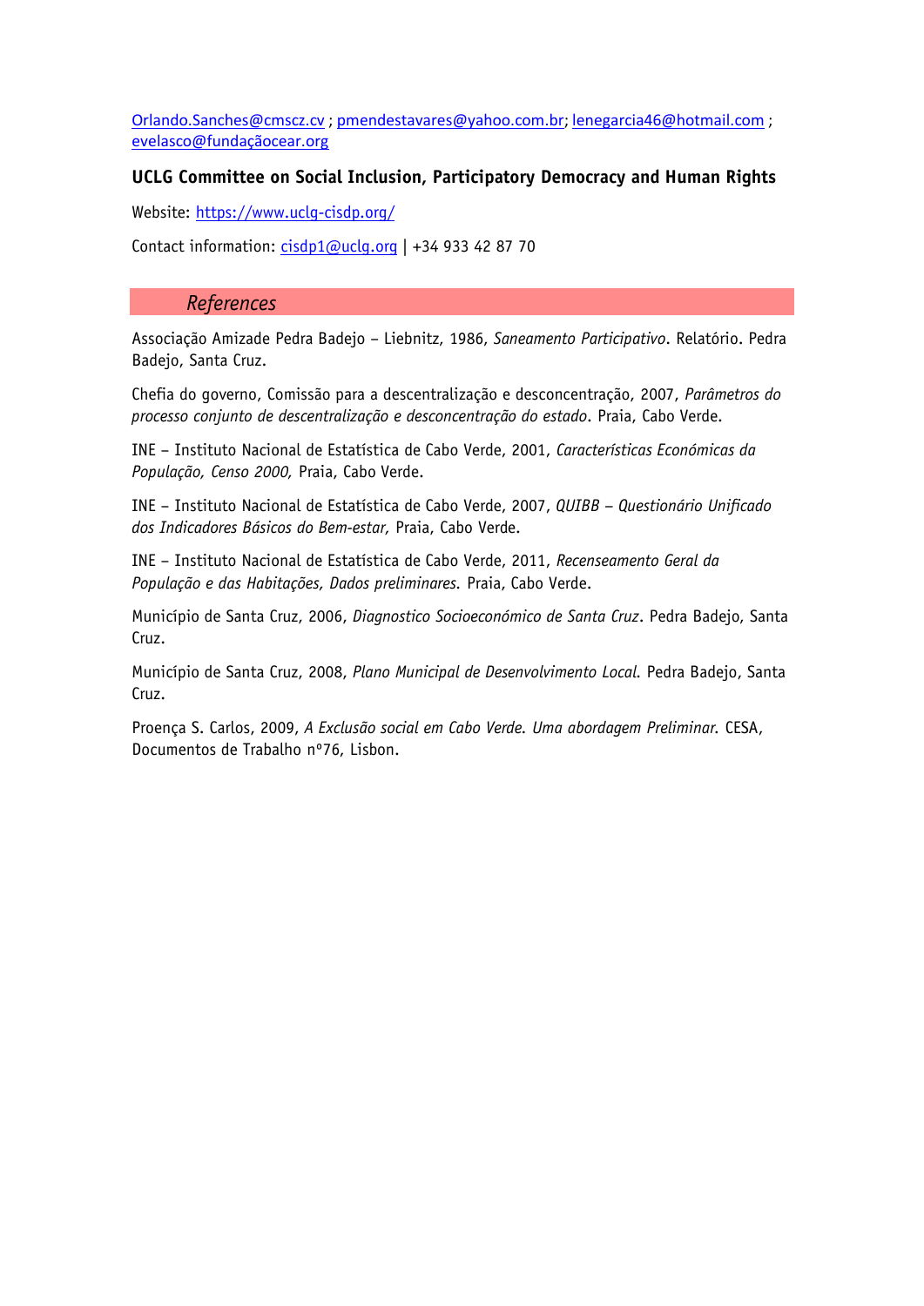Orlando.Sanches@cmscz.cv ; pmendestavares@yahoo.com.br; lenegarcia46@hotmail.com ; evelasco@fundaçãocear.org

**UCLG Committee on Social Inclusion, Participatory Democracy and Human Rights**

Website: https://www.uclg-cisdp.org/

Contact information: cisdp1@uclg.org | +34 933 42 87 70

## *References*

Associação Amizade Pedra Badejo – Liebnitz, 1986, *Saneamento Participativo*. Relatório. Pedra Badejo, Santa Cruz.

Chefia do governo, Comissão para a descentralização e desconcentração, 2007, *Parâmetros do processo conjunto de descentralização e desconcentração do estado*. Praia, Cabo Verde.

INE – Instituto Nacional de Estatística de Cabo Verde, 2001, *Características Económicas da População, Censo 2000,* Praia, Cabo Verde.

INE – Instituto Nacional de Estatística de Cabo Verde, 2007, *QUIBB – Questionário Unificado dos Indicadores Básicos do Bem-estar,* Praia, Cabo Verde.

INE – Instituto Nacional de Estatística de Cabo Verde, 2011, *Recenseamento Geral da População e das Habitações, Dados preliminares*. Praia, Cabo Verde.

Município de Santa Cruz, 2006, *Diagnostico Socioeconómico de Santa Cruz*. Pedra Badejo, Santa Cruz.

Município de Santa Cruz, 2008, *Plano Municipal de Desenvolvimento Local*. Pedra Badejo, Santa Cruz.

Proença S. Carlos, 2009, *A Exclusão social em Cabo Verde. Uma abordagem Preliminar*. CESA, Documentos de Trabalho nº76, Lisbon.